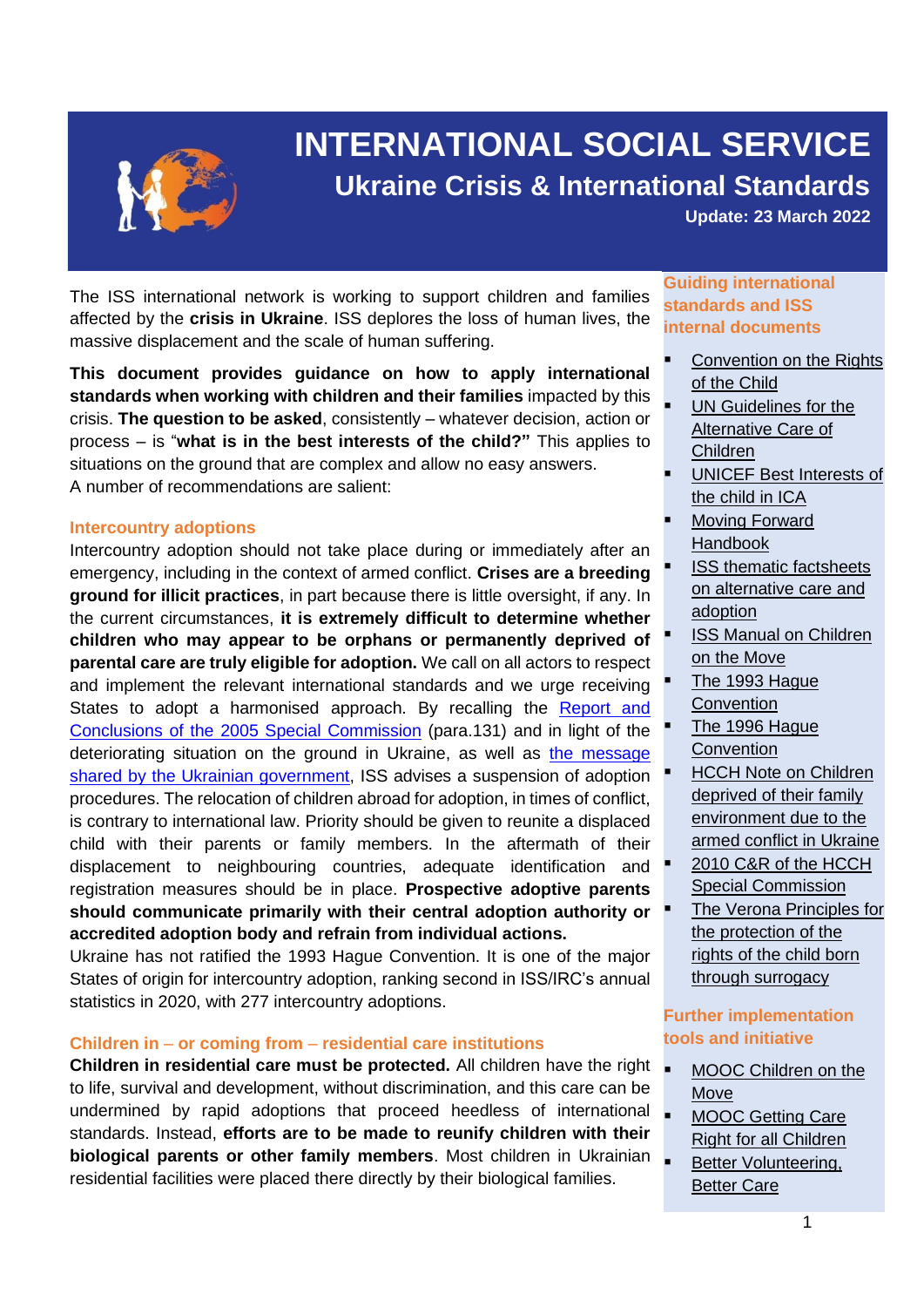# INTERNATIONAL SOCIAL SERVICE

## Ukraine Crisis & International Standards

**Update: 23 March 2022**

The ISS international network is working to support children and families affected by the **crisis in Ukraine**. ISS deplores the loss of human lives, the massive displacement and the scale of human suffering.

**This document provides guidance on how to apply international standards when working with children and their families** impacted by this crisis. **The question to be asked**, consistently – whatever decision, action or process – is "**what is in the best interests of the child?"** This applies to situations on the ground that are complex and allow no easy answers.
A number of recommendations are salient:

### Intercountry adoptions

Intercountry adoption should not take place during or immediately after an emergency, including in the context of armed conflict. **Crises are a breeding ground for illicit practices**, in part because there is little oversight, if any. In the current circumstances, **it is extremely difficult to determine whether children who may appear to be orphans or permanently deprived of parental care are truly eligible for adoption.** We call on all actors to respect and implement the relevant international standards and we urge receiving States to adopt a harmonised approach. By recalling the Report and Conclusions of the 2005 Special Commission (para.131) and in light of the deteriorating situation on the ground in Ukraine, as well as the message shared by the Ukrainian government, ISS advises a suspension of adoption procedures. The relocation of children abroad for adoption, in times of conflict, is contrary to international law. Priority should be given to reunite a displaced child with their parents or family members. In the aftermath of their displacement to neighbouring countries, adequate identification and registration measures should be in place. **Prospective adoptive parents should communicate primarily with their central adoption authority or accredited adoption body and refrain from individual actions.**
Ukraine has not ratified the 1993 Hague Convention. It is one of the major States of origin for intercountry adoption, ranking second in ISS/IRC's annual statistics in 2020, with 277 intercountry adoptions.

### Children in – or coming from – residential care institutions

**Children in residential care must be protected.** All children have the right to life, survival and development, without discrimination, and this care can be undermined by rapid adoptions that proceed heedless of international standards. Instead, **efforts are to be made to reunify children with their biological parents or other family members**. Most children in Ukrainian residential facilities were placed there directly by their biological families.

### Guiding international standards and ISS internal documents

- Convention on the Rights of the Child
- UN Guidelines for the Alternative Care of Children
- UNICEF Best Interests of the child in ICA
- Moving Forward Handbook
- ISS thematic factsheets on alternative care and adoption
- ISS Manual on Children on the Move
- The 1993 Hague Convention
- The 1996 Hague Convention
- HCCH Note on Children deprived of their family environment due to the armed conflict in Ukraine
- 2010 C&R of the HCCH Special Commission
- The Verona Principles for the protection of the rights of the child born through surrogacy

### Further implementation tools and initiative

- MOOC Children on the Move
- MOOC Getting Care Right for all Children
- Better Volunteering, Better Care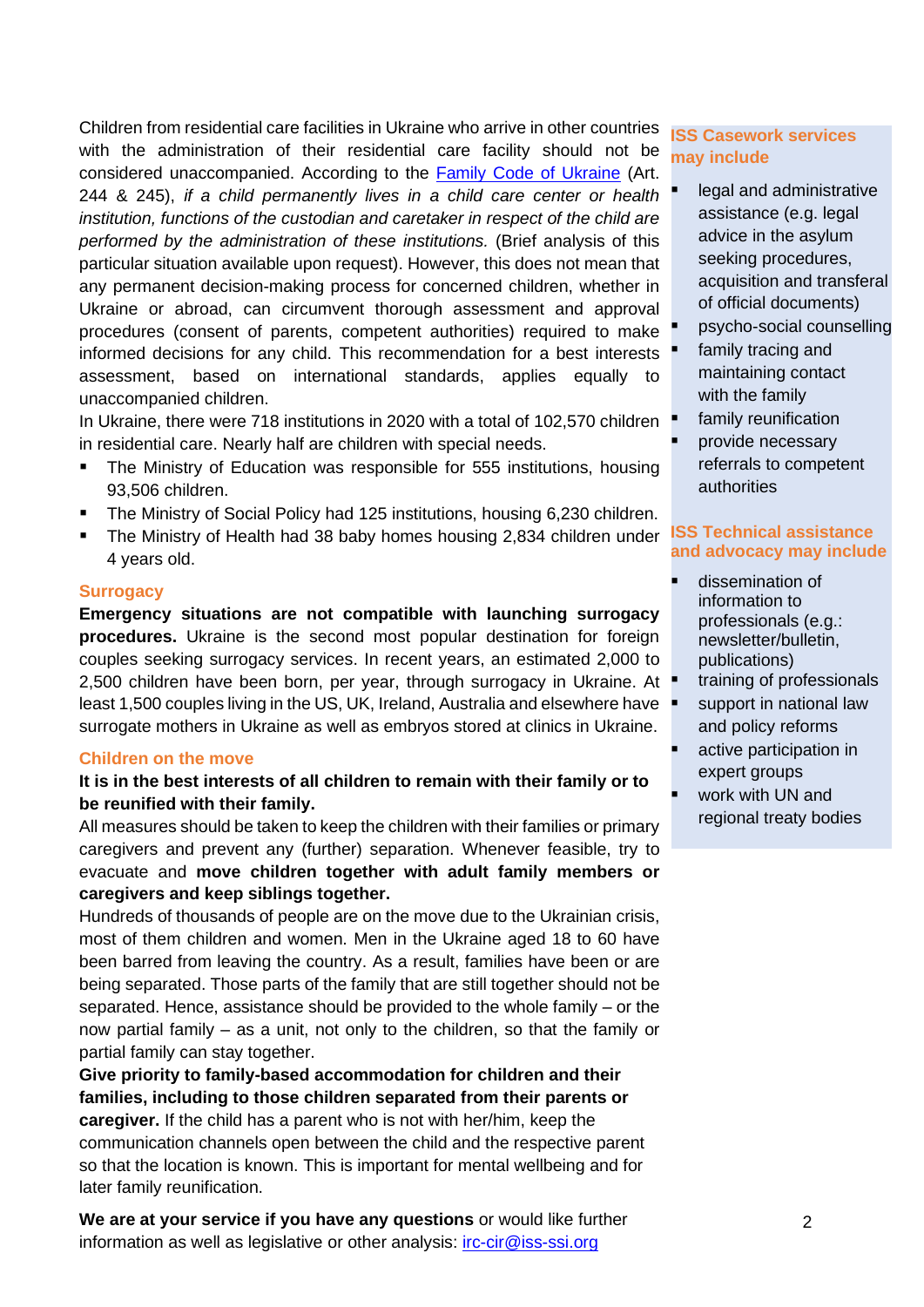Children from residential care facilities in Ukraine who arrive in other countries with the administration of their residential care facility should not be considered unaccompanied. According to the [Family Code of Ukraine](#) (Art. 244 & 245), *if a child permanently lives in a child care center or health institution, functions of the custodian and caretaker in respect of the child are performed by the administration of these institutions.* (Brief analysis of this particular situation available upon request). However, this does not mean that any permanent decision-making process for concerned children, whether in Ukraine or abroad, can circumvent thorough assessment and approval procedures (consent of parents, competent authorities) required to make informed decisions for any child. This recommendation for a best interests assessment, based on international standards, applies equally to unaccompanied children.

In Ukraine, there were 718 institutions in 2020 with a total of 102,570 children in residential care. Nearly half are children with special needs.

- The Ministry of Education was responsible for 555 institutions, housing 93,506 children.
- The Ministry of Social Policy had 125 institutions, housing 6,230 children.
- The Ministry of Health had 38 baby homes housing 2,834 children under 4 years old.

### Surrogacy

**Emergency situations are not compatible with launching surrogacy procedures.** Ukraine is the second most popular destination for foreign couples seeking surrogacy services. In recent years, an estimated 2,000 to 2,500 children have been born, per year, through surrogacy in Ukraine. At least 1,500 couples living in the US, UK, Ireland, Australia and elsewhere have surrogate mothers in Ukraine as well as embryos stored at clinics in Ukraine.

### Children on the move

**It is in the best interests of all children to remain with their family or to be reunified with their family.**

All measures should be taken to keep the children with their families or primary caregivers and prevent any (further) separation. Whenever feasible, try to evacuate and **move children together with adult family members or caregivers and keep siblings together.**

Hundreds of thousands of people are on the move due to the Ukrainian crisis, most of them children and women. Men in the Ukraine aged 18 to 60 have been barred from leaving the country. As a result, families have been or are being separated. Those parts of the family that are still together should not be separated. Hence, assistance should be provided to the whole family – or the now partial family – as a unit, not only to the children, so that the family or partial family can stay together.

**Give priority to family-based accommodation for children and their families, including to those children separated from their parents or caregiver.** If the child has a parent who is not with her/him, keep the communication channels open between the child and the respective parent so that the location is known. This is important for mental wellbeing and for later family reunification.

**We are at your service if you have any questions** or would like further information as well as legislative or other analysis: [irc-cir@iss-ssi.org](mailto:irc-cir@iss-ssi.org)

### ISS Casework services may include

- legal and administrative assistance (e.g. legal advice in the asylum seeking procedures, acquisition and transferal of official documents)
- psycho-social counselling
- family tracing and maintaining contact with the family
- family reunification
- provide necessary referrals to competent authorities

### ISS Technical assistance and advocacy may include

- dissemination of information to professionals (e.g.: newsletter/bulletin, publications)
- training of professionals
- support in national law and policy reforms
- active participation in expert groups
- work with UN and regional treaty bodies